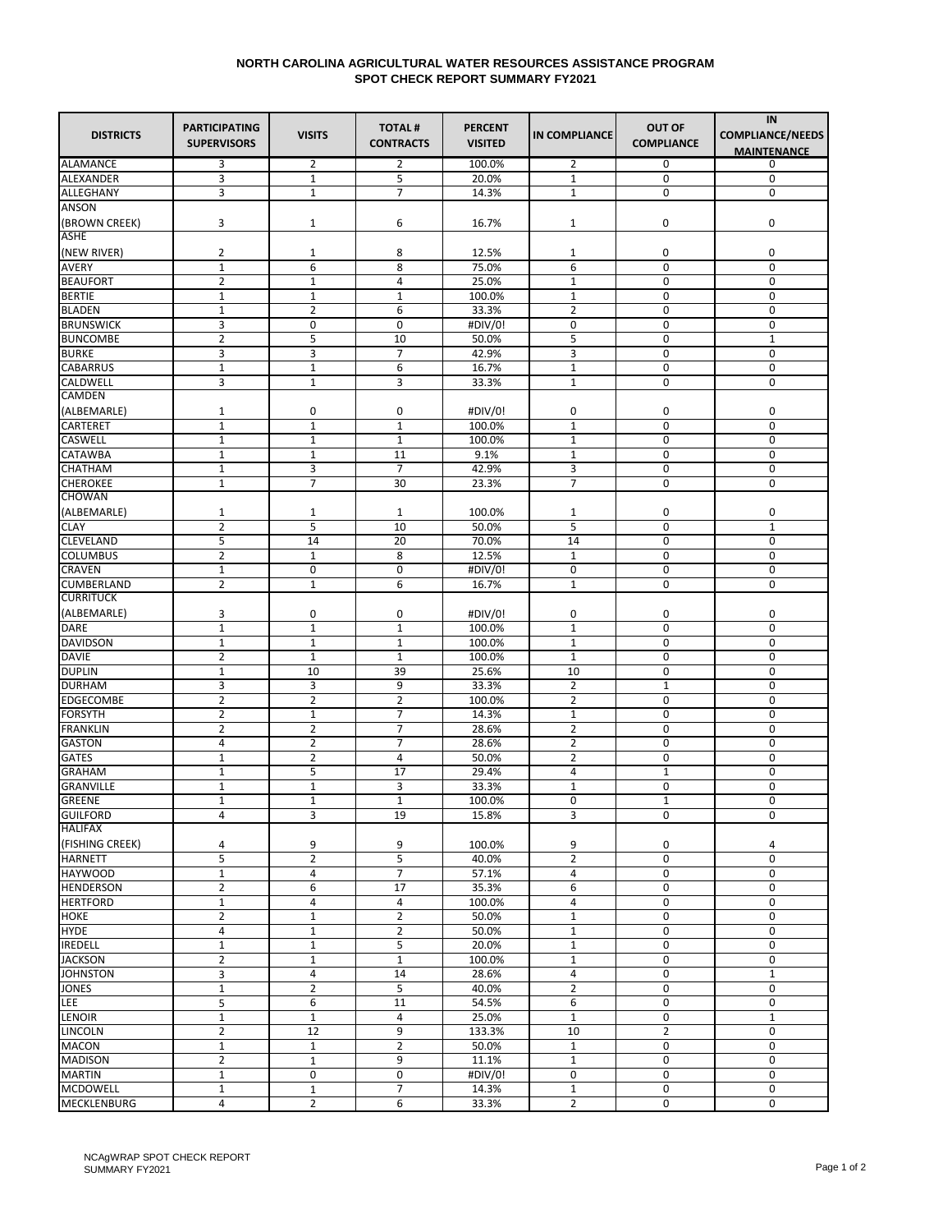# NORTH CAROLINA AGRICULTURAL WATER RESOURCES ASSISTANCE PROGRAM
## SPOT CHECK REPORT SUMMARY FY2021

| DISTRICTS | PARTICIPATING SUPERVISORS | VISITS | TOTAL # CONTRACTS | PERCENT VISITED | IN COMPLIANCE | OUT OF COMPLIANCE | IN COMPLIANCE/NEEDS MAINTENANCE |
|---|---|---|---|---|---|---|---|
| ALAMANCE | 3 | 2 | 2 | 100.0% | 2 | 0 | 0 |
| ALEXANDER | 3 | 1 | 5 | 20.0% | 1 | 0 | 0 |
| ALLEGHANY | 3 | 1 | 7 | 14.3% | 1 | 0 | 0 |
| ANSON (BROWN CREEK) | 3 | 1 | 6 | 16.7% | 1 | 0 | 0 |
| ASHE (NEW RIVER) | 2 | 1 | 8 | 12.5% | 1 | 0 | 0 |
| AVERY | 1 | 6 | 8 | 75.0% | 6 | 0 | 0 |
| BEAUFORT | 2 | 1 | 4 | 25.0% | 1 | 0 | 0 |
| BERTIE | 1 | 1 | 1 | 100.0% | 1 | 0 | 0 |
| BLADEN | 1 | 2 | 6 | 33.3% | 2 | 0 | 0 |
| BRUNSWICK | 3 | 0 | 0 | #DIV/0! | 0 | 0 | 0 |
| BUNCOMBE | 2 | 5 | 10 | 50.0% | 5 | 0 | 1 |
| BURKE | 3 | 3 | 7 | 42.9% | 3 | 0 | 0 |
| CABARRUS | 1 | 1 | 6 | 16.7% | 1 | 0 | 0 |
| CALDWELL | 3 | 1 | 3 | 33.3% | 1 | 0 | 0 |
| CAMDEN (ALBEMARLE) | 1 | 0 | 0 | #DIV/0! | 0 | 0 | 0 |
| CARTERET | 1 | 1 | 1 | 100.0% | 1 | 0 | 0 |
| CASWELL | 1 | 1 | 1 | 100.0% | 1 | 0 | 0 |
| CATAWBA | 1 | 1 | 11 | 9.1% | 1 | 0 | 0 |
| CHATHAM | 1 | 3 | 7 | 42.9% | 3 | 0 | 0 |
| CHEROKEE | 1 | 7 | 30 | 23.3% | 7 | 0 | 0 |
| CHOWAN (ALBEMARLE) | 1 | 1 | 1 | 100.0% | 1 | 0 | 0 |
| CLAY | 2 | 5 | 10 | 50.0% | 5 | 0 | 1 |
| CLEVELAND | 5 | 14 | 20 | 70.0% | 14 | 0 | 0 |
| COLUMBUS | 2 | 1 | 8 | 12.5% | 1 | 0 | 0 |
| CRAVEN | 1 | 0 | 0 | #DIV/0! | 0 | 0 | 0 |
| CUMBERLAND | 2 | 1 | 6 | 16.7% | 1 | 0 | 0 |
| CURRITUCK (ALBEMARLE) | 3 | 0 | 0 | #DIV/0! | 0 | 0 | 0 |
| DARE | 1 | 1 | 1 | 100.0% | 1 | 0 | 0 |
| DAVIDSON | 1 | 1 | 1 | 100.0% | 1 | 0 | 0 |
| DAVIE | 2 | 1 | 1 | 100.0% | 1 | 0 | 0 |
| DUPLIN | 1 | 10 | 39 | 25.6% | 10 | 0 | 0 |
| DURHAM | 3 | 3 | 9 | 33.3% | 2 | 1 | 0 |
| EDGECOMBE | 2 | 2 | 2 | 100.0% | 2 | 0 | 0 |
| FORSYTH | 2 | 1 | 7 | 14.3% | 1 | 0 | 0 |
| FRANKLIN | 2 | 2 | 7 | 28.6% | 2 | 0 | 0 |
| GASTON | 4 | 2 | 7 | 28.6% | 2 | 0 | 0 |
| GATES | 1 | 2 | 4 | 50.0% | 2 | 0 | 0 |
| GRAHAM | 1 | 5 | 17 | 29.4% | 4 | 1 | 0 |
| GRANVILLE | 1 | 1 | 3 | 33.3% | 1 | 0 | 0 |
| GREENE | 1 | 1 | 1 | 100.0% | 0 | 1 | 0 |
| GUILFORD | 4 | 3 | 19 | 15.8% | 3 | 0 | 0 |
| HALIFAX (FISHING CREEK) | 4 | 9 | 9 | 100.0% | 9 | 0 | 4 |
| HARNETT | 5 | 2 | 5 | 40.0% | 2 | 0 | 0 |
| HAYWOOD | 1 | 4 | 7 | 57.1% | 4 | 0 | 0 |
| HENDERSON | 2 | 6 | 17 | 35.3% | 6 | 0 | 0 |
| HERTFORD | 1 | 4 | 4 | 100.0% | 4 | 0 | 0 |
| HOKE | 2 | 1 | 2 | 50.0% | 1 | 0 | 0 |
| HYDE | 4 | 1 | 2 | 50.0% | 1 | 0 | 0 |
| IREDELL | 1 | 1 | 5 | 20.0% | 1 | 0 | 0 |
| JACKSON | 2 | 1 | 1 | 100.0% | 1 | 0 | 0 |
| JOHNSTON | 3 | 4 | 14 | 28.6% | 4 | 0 | 1 |
| JONES | 1 | 2 | 5 | 40.0% | 2 | 0 | 0 |
| LEE | 5 | 6 | 11 | 54.5% | 6 | 0 | 0 |
| LENOIR | 1 | 1 | 4 | 25.0% | 1 | 0 | 1 |
| LINCOLN | 2 | 12 | 9 | 133.3% | 10 | 2 | 0 |
| MACON | 1 | 1 | 2 | 50.0% | 1 | 0 | 0 |
| MADISON | 2 | 1 | 9 | 11.1% | 1 | 0 | 0 |
| MARTIN | 1 | 0 | 0 | #DIV/0! | 0 | 0 | 0 |
| MCDOWELL | 1 | 1 | 7 | 14.3% | 1 | 0 | 0 |
| MECKLENBURG | 4 | 2 | 6 | 33.3% | 2 | 0 | 0 |

NCAgWRAP SPOT CHECK REPORT SUMMARY FY2021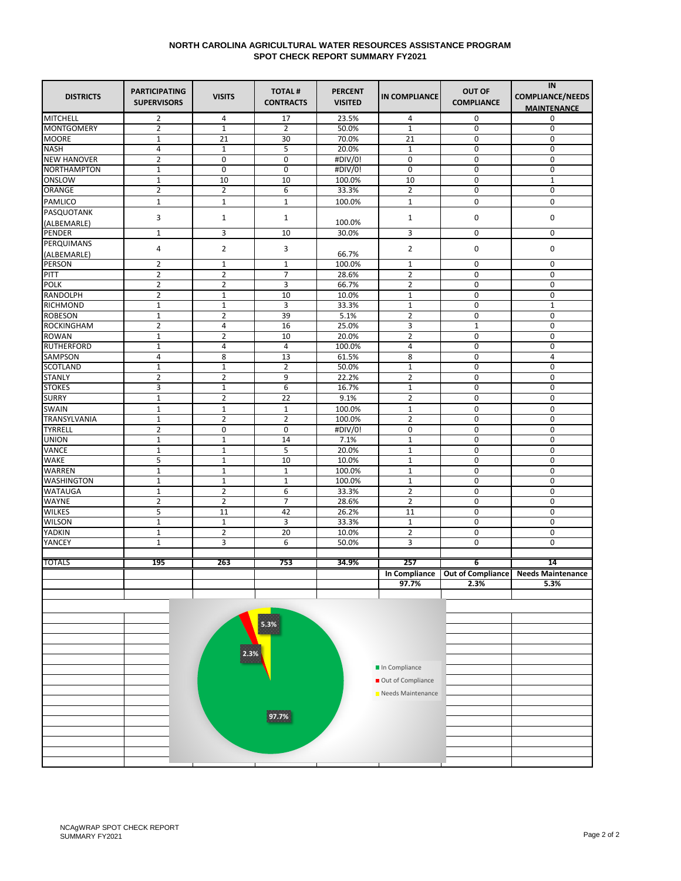**NORTH CAROLINA AGRICULTURAL WATER RESOURCES ASSISTANCE PROGRAM**
**SPOT CHECK REPORT SUMMARY FY2021**

| DISTRICTS | PARTICIPATING SUPERVISORS | VISITS | TOTAL # CONTRACTS | PERCENT VISITED | IN COMPLIANCE | OUT OF COMPLIANCE | IN COMPLIANCE/NEEDS MAINTENANCE |
|---|---|---|---|---|---|---|---|
| MITCHELL | 2 | 4 | 17 | 23.5% | 4 | 0 | 0 |
| MONTGOMERY | 2 | 1 | 2 | 50.0% | 1 | 0 | 0 |
| MOORE | 1 | 21 | 30 | 70.0% | 21 | 0 | 0 |
| NASH | 4 | 1 | 5 | 20.0% | 1 | 0 | 0 |
| NEW HANOVER | 2 | 0 | 0 | #DIV/0! | 0 | 0 | 0 |
| NORTHAMPTON | 1 | 0 | 0 | #DIV/0! | 0 | 0 | 0 |
| ONSLOW | 1 | 10 | 10 | 100.0% | 10 | 0 | 1 |
| ORANGE | 2 | 2 | 6 | 33.3% | 2 | 0 | 0 |
| PAMLICO | 1 | 1 | 1 | 100.0% | 1 | 0 | 0 |
| PASQUOTANK (ALBEMARLE) | 3 | 1 | 1 | 100.0% | 1 | 0 | 0 |
| PENDER | 1 | 3 | 10 | 30.0% | 3 | 0 | 0 |
| PERQUIMANS (ALBEMARLE) | 4 | 2 | 3 | 66.7% | 2 | 0 | 0 |
| PERSON | 2 | 1 | 1 | 100.0% | 1 | 0 | 0 |
| PITT | 2 | 2 | 7 | 28.6% | 2 | 0 | 0 |
| POLK | 2 | 2 | 3 | 66.7% | 2 | 0 | 0 |
| RANDOLPH | 2 | 1 | 10 | 10.0% | 1 | 0 | 0 |
| RICHMOND | 1 | 1 | 3 | 33.3% | 1 | 0 | 1 |
| ROBESON | 1 | 2 | 39 | 5.1% | 2 | 0 | 0 |
| ROCKINGHAM | 2 | 4 | 16 | 25.0% | 3 | 1 | 0 |
| ROWAN | 1 | 2 | 10 | 20.0% | 2 | 0 | 0 |
| RUTHERFORD | 1 | 4 | 4 | 100.0% | 4 | 0 | 0 |
| SAMPSON | 4 | 8 | 13 | 61.5% | 8 | 0 | 4 |
| SCOTLAND | 1 | 1 | 2 | 50.0% | 1 | 0 | 0 |
| STANLY | 2 | 2 | 9 | 22.2% | 2 | 0 | 0 |
| STOKES | 3 | 1 | 6 | 16.7% | 1 | 0 | 0 |
| SURRY | 1 | 2 | 22 | 9.1% | 2 | 0 | 0 |
| SWAIN | 1 | 1 | 1 | 100.0% | 1 | 0 | 0 |
| TRANSYLVANIA | 1 | 2 | 2 | 100.0% | 2 | 0 | 0 |
| TYRRELL | 2 | 0 | 0 | #DIV/0! | 0 | 0 | 0 |
| UNION | 1 | 1 | 14 | 7.1% | 1 | 0 | 0 |
| VANCE | 1 | 1 | 5 | 20.0% | 1 | 0 | 0 |
| WAKE | 5 | 1 | 10 | 10.0% | 1 | 0 | 0 |
| WARREN | 1 | 1 | 1 | 100.0% | 1 | 0 | 0 |
| WASHINGTON | 1 | 1 | 1 | 100.0% | 1 | 0 | 0 |
| WATAUGA | 1 | 2 | 6 | 33.3% | 2 | 0 | 0 |
| WAYNE | 2 | 2 | 7 | 28.6% | 2 | 0 | 0 |
| WILKES | 5 | 11 | 42 | 26.2% | 11 | 0 | 0 |
| WILSON | 1 | 1 | 3 | 33.3% | 1 | 0 | 0 |
| YADKIN | 1 | 2 | 20 | 10.0% | 2 | 0 | 0 |
| YANCEY | 1 | 3 | 6 | 50.0% | 3 | 0 | 0 |
| TOTALS | 195 | 263 | 753 | 34.9% | 257 | 6 | 14 |
| | | | | | In Compliance | Out of Compliance | Needs Maintenance |
| | | | | | 97.7% | 2.3% | 5.3% |

5.3%
2.3%
97.7%
In Compliance
Out of Compliance
Needs Maintenance